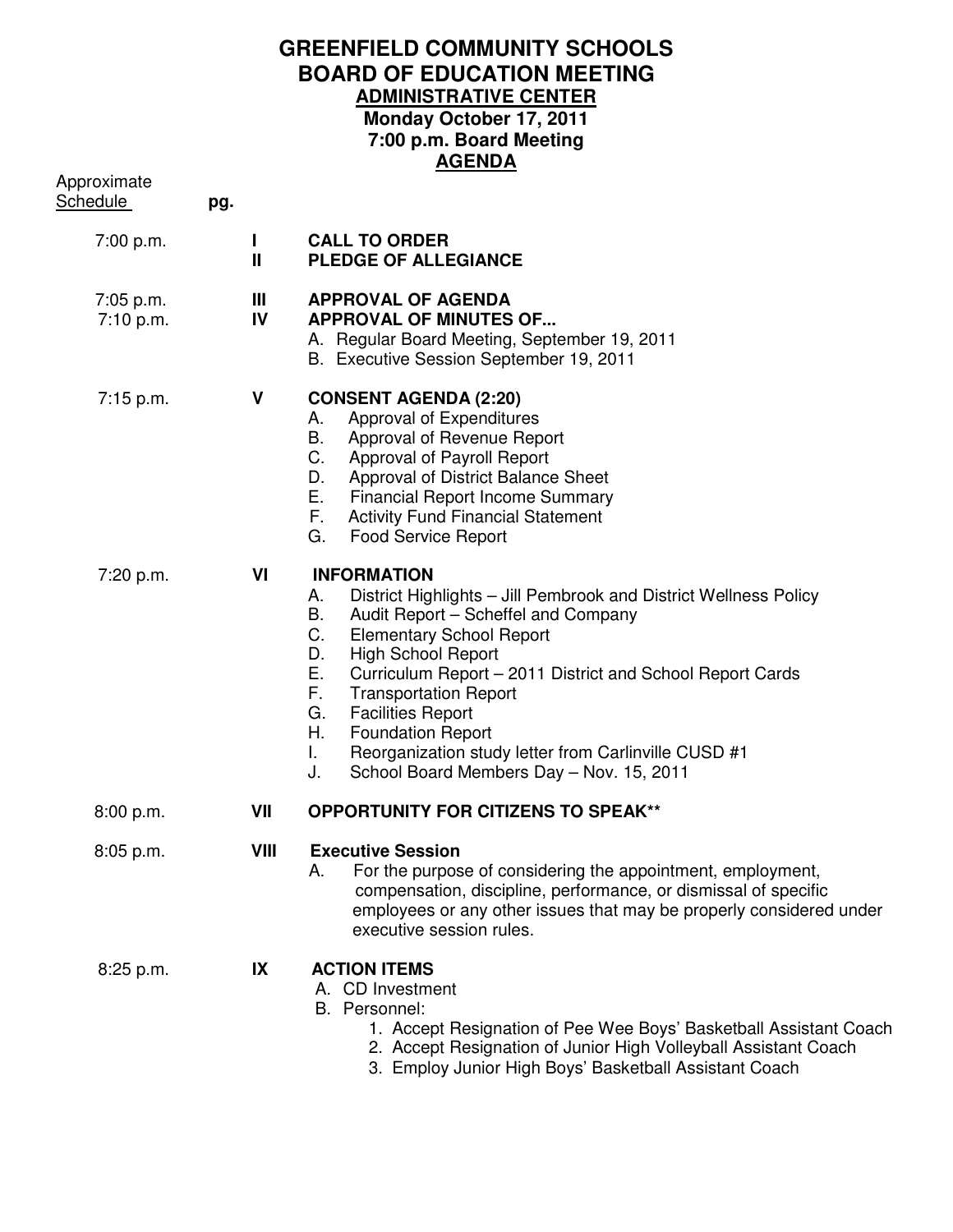# GREENFIELD COMMUNITY SCHOOLS
# BOARD OF EDUCATION MEETING
## ADMINISTRATIVE CENTER
### Monday October 17, 2011
### 7:00 p.m. Board Meeting
### AGENDA

| Approximate Schedule | pg. | | |
|---|---|---|---|
| 7:00 p.m. | | I | **CALL TO ORDER** |
| | | II | **PLEDGE OF ALLEGIANCE** |
| 7:05 p.m. | | III | **APPROVAL OF AGENDA** |
| 7:10 p.m. | | IV | **APPROVAL OF MINUTES OF...** |
| 7:15 p.m. | | V | **CONSENT AGENDA (2:20)** |
| 7:20 p.m. | | VI | **INFORMATION** |
| 8:00 p.m. | | VII | **OPPORTUNITY FOR CITIZENS TO SPEAK**** |
| 8:05 p.m. | | VIII | **Executive Session** |
| 8:25 p.m. | | IX | **ACTION ITEMS** |

**7:00 p.m. — I CALL TO ORDER**

**II PLEDGE OF ALLEGIANCE**

**7:05 p.m. — III APPROVAL OF AGENDA**

**7:10 p.m. — IV APPROVAL OF MINUTES OF...**

A. Regular Board Meeting, September 19, 2011
B. Executive Session September 19, 2011

**7:15 p.m. — V CONSENT AGENDA (2:20)**

A. Approval of Expenditures
B. Approval of Revenue Report
C. Approval of Payroll Report
D. Approval of District Balance Sheet
E. Financial Report Income Summary
F. Activity Fund Financial Statement
G. Food Service Report

**7:20 p.m. — VI INFORMATION**

A. District Highlights – Jill Pembrook and District Wellness Policy
B. Audit Report – Scheffel and Company
C. Elementary School Report
D. High School Report
E. Curriculum Report – 2011 District and School Report Cards
F. Transportation Report
G. Facilities Report
H. Foundation Report
I. Reorganization study letter from Carlinville CUSD #1
J. School Board Members Day – Nov. 15, 2011

**8:00 p.m. — VII OPPORTUNITY FOR CITIZENS TO SPEAK****

**8:05 p.m. — VIII Executive Session**

A. For the purpose of considering the appointment, employment, compensation, discipline, performance, or dismissal of specific employees or any other issues that may be properly considered under executive session rules.

**8:25 p.m. — IX ACTION ITEMS**

A. CD Investment
B. Personnel:
1. Accept Resignation of Pee Wee Boys' Basketball Assistant Coach
2. Accept Resignation of Junior High Volleyball Assistant Coach
3. Employ Junior High Boys' Basketball Assistant Coach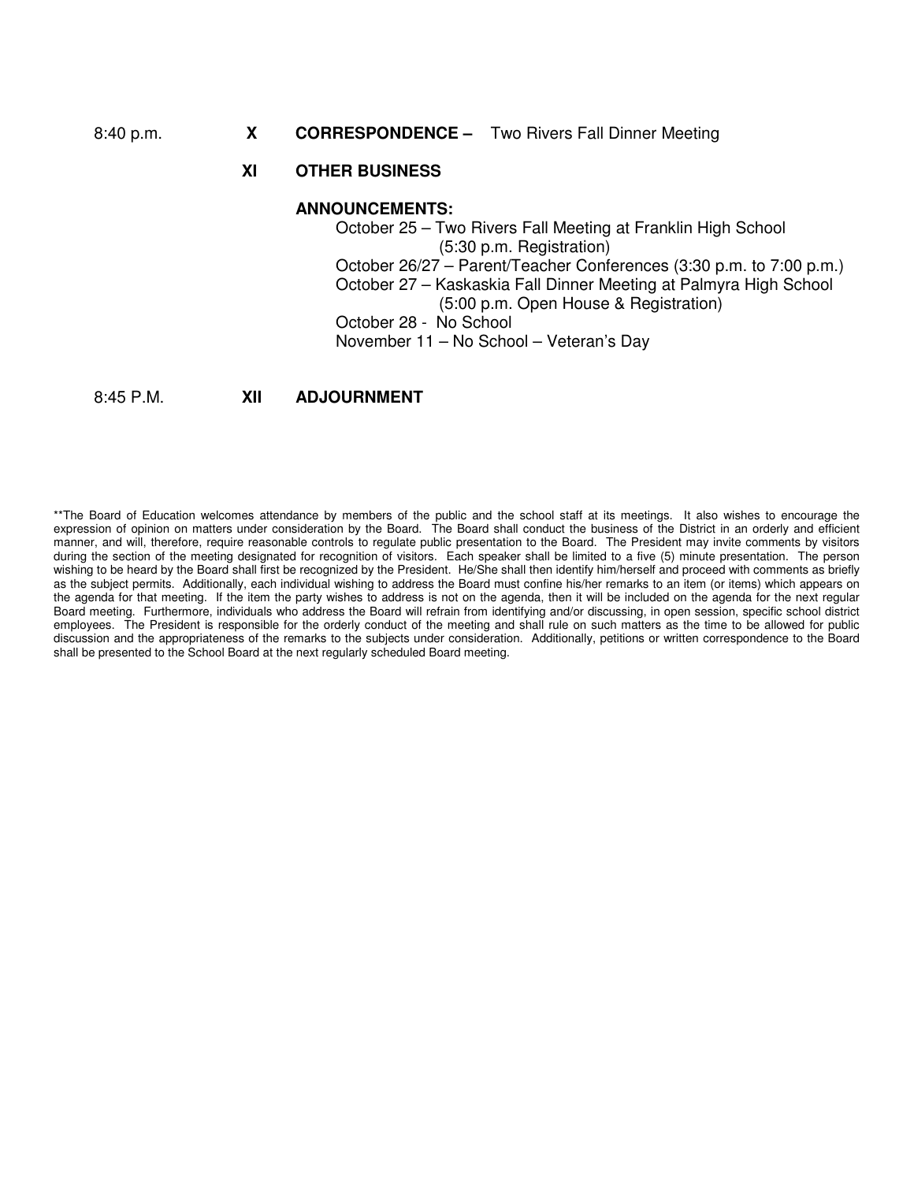8:40 p.m. **X** **CORRESPONDENCE –** Two Rivers Fall Dinner Meeting

**XI** **OTHER BUSINESS**

**ANNOUNCEMENTS:**

October 25 – Two Rivers Fall Meeting at Franklin High School
(5:30 p.m. Registration)
October 26/27 – Parent/Teacher Conferences (3:30 p.m. to 7:00 p.m.)
October 27 – Kaskaskia Fall Dinner Meeting at Palmyra High School
(5:00 p.m. Open House & Registration)
October 28 - No School
November 11 – No School – Veteran's Day

8:45 P.M. **XII** **ADJOURNMENT**

**The Board of Education welcomes attendance by members of the public and the school staff at its meetings. It also wishes to encourage the expression of opinion on matters under consideration by the Board. The Board shall conduct the business of the District in an orderly and efficient manner, and will, therefore, require reasonable controls to regulate public presentation to the Board. The President may invite comments by visitors during the section of the meeting designated for recognition of visitors. Each speaker shall be limited to a five (5) minute presentation. The person wishing to be heard by the Board shall first be recognized by the President. He/She shall then identify him/herself and proceed with comments as briefly as the subject permits. Additionally, each individual wishing to address the Board must confine his/her remarks to an item (or items) which appears on the agenda for that meeting. If the item the party wishes to address is not on the agenda, then it will be included on the agenda for the next regular Board meeting. Furthermore, individuals who address the Board will refrain from identifying and/or discussing, in open session, specific school district employees. The President is responsible for the orderly conduct of the meeting and shall rule on such matters as the time to be allowed for public discussion and the appropriateness of the remarks to the subjects under consideration. Additionally, petitions or written correspondence to the Board shall be presented to the School Board at the next regularly scheduled Board meeting.